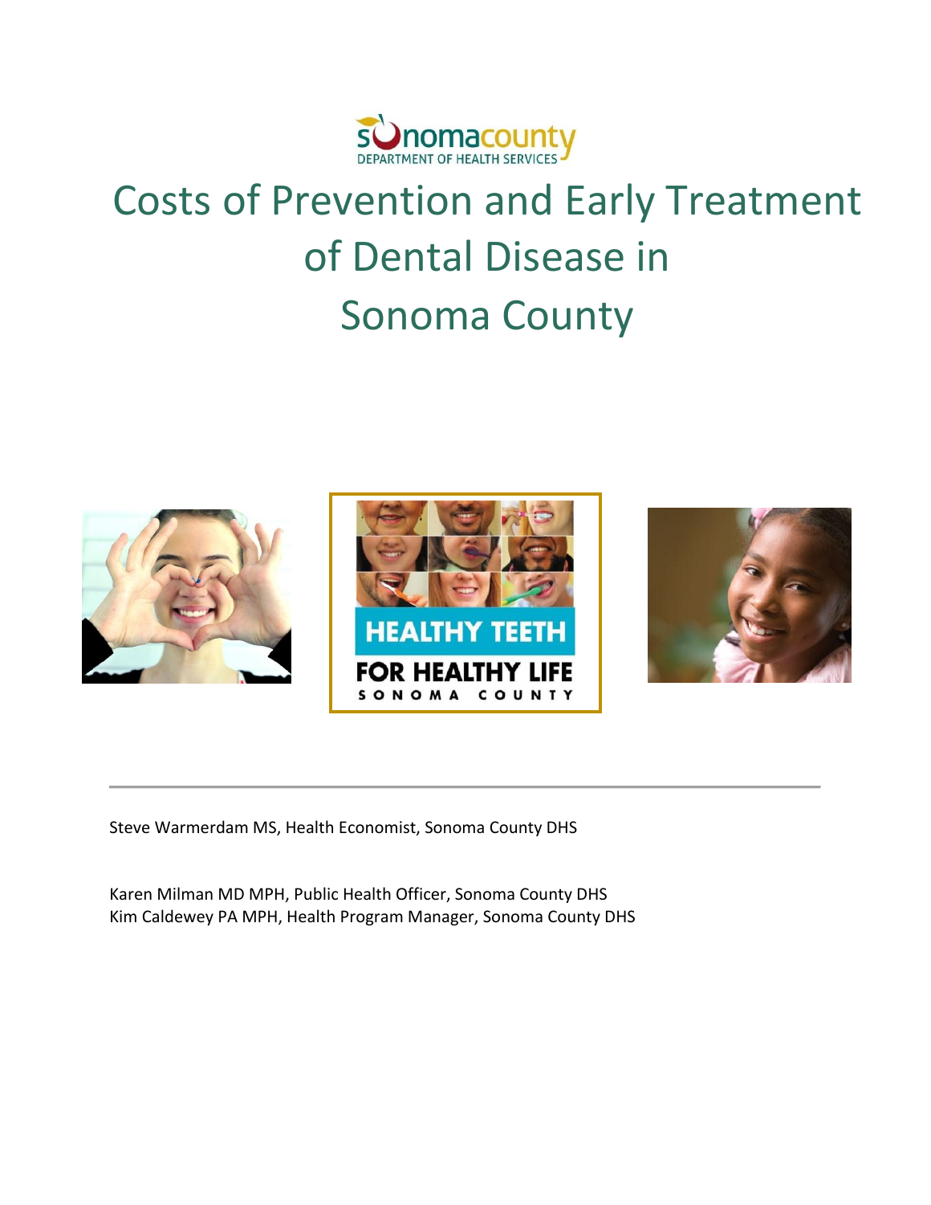sonomacounty
DEPARTMENT OF HEALTH SERVICES

# Costs of Prevention and Early Treatment of Dental Disease in Sonoma County

HEALTHY TEETH
FOR HEALTHY LIFE
SONOMA COUNTY

---

Steve Warmerdam MS, Health Economist, Sonoma County DHS

Karen Milman MD MPH, Public Health Officer, Sonoma County DHS
Kim Caldewey PA MPH, Health Program Manager, Sonoma County DHS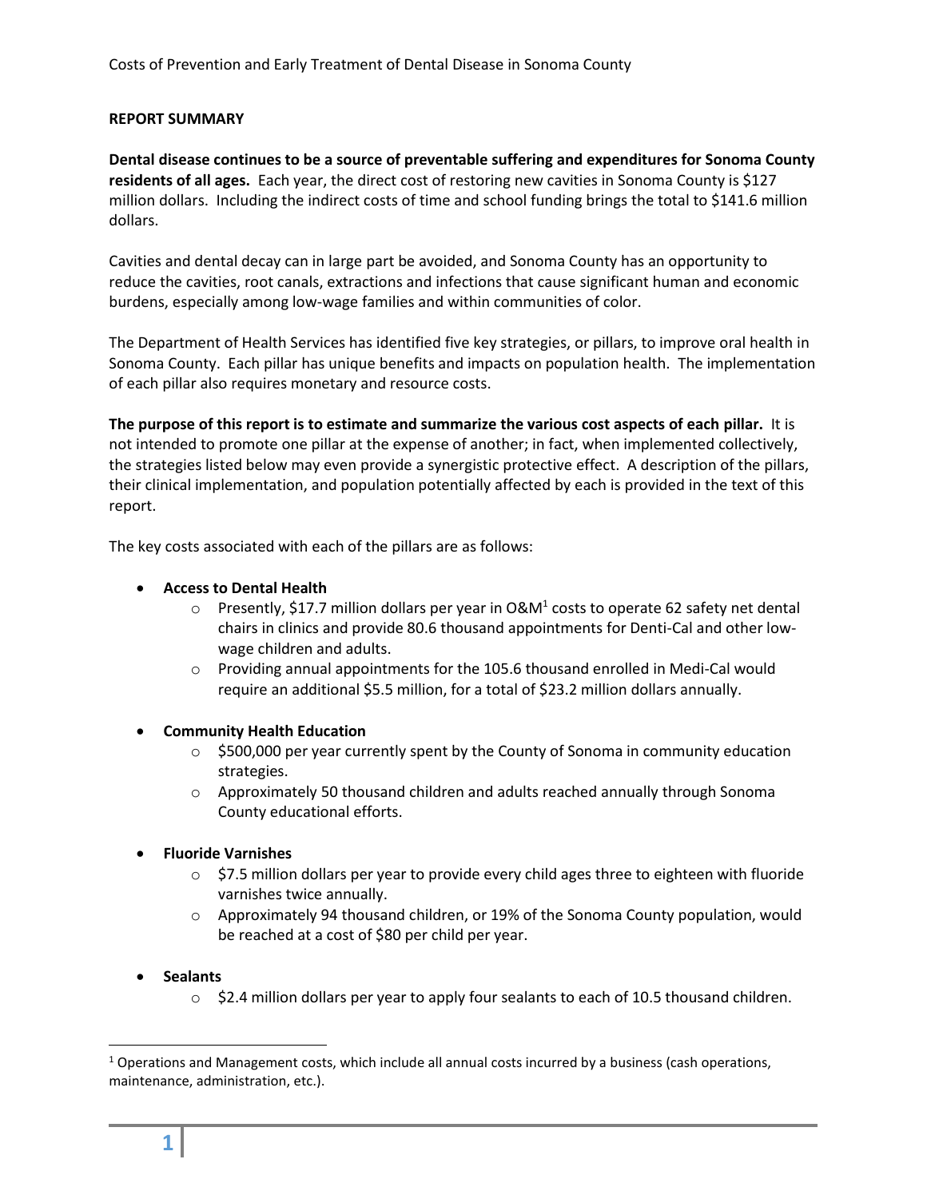## REPORT SUMMARY

**Dental disease continues to be a source of preventable suffering and expenditures for Sonoma County residents of all ages.** Each year, the direct cost of restoring new cavities in Sonoma County is $127 million dollars. Including the indirect costs of time and school funding brings the total to $141.6 million dollars.

Cavities and dental decay can in large part be avoided, and Sonoma County has an opportunity to reduce the cavities, root canals, extractions and infections that cause significant human and economic burdens, especially among low-wage families and within communities of color.

The Department of Health Services has identified five key strategies, or pillars, to improve oral health in Sonoma County. Each pillar has unique benefits and impacts on population health. The implementation of each pillar also requires monetary and resource costs.

**The purpose of this report is to estimate and summarize the various cost aspects of each pillar.** It is not intended to promote one pillar at the expense of another; in fact, when implemented collectively, the strategies listed below may even provide a synergistic protective effect. A description of the pillars, their clinical implementation, and population potentially affected by each is provided in the text of this report.

The key costs associated with each of the pillars are as follows:

- **Access to Dental Health**
  - Presently, $17.7 million dollars per year in O&M[1] costs to operate 62 safety net dental chairs in clinics and provide 80.6 thousand appointments for Denti-Cal and other low-wage children and adults.
  - Providing annual appointments for the 105.6 thousand enrolled in Medi-Cal would require an additional $5.5 million, for a total of $23.2 million dollars annually.
- **Community Health Education**
  - $500,000 per year currently spent by the County of Sonoma in community education strategies.
  - Approximately 50 thousand children and adults reached annually through Sonoma County educational efforts.
- **Fluoride Varnishes**
  - $7.5 million dollars per year to provide every child ages three to eighteen with fluoride varnishes twice annually.
  - Approximately 94 thousand children, or 19% of the Sonoma County population, would be reached at a cost of $80 per child per year.
- **Sealants**
  - $2.4 million dollars per year to apply four sealants to each of 10.5 thousand children.

[1] Operations and Management costs, which include all annual costs incurred by a business (cash operations, maintenance, administration, etc.).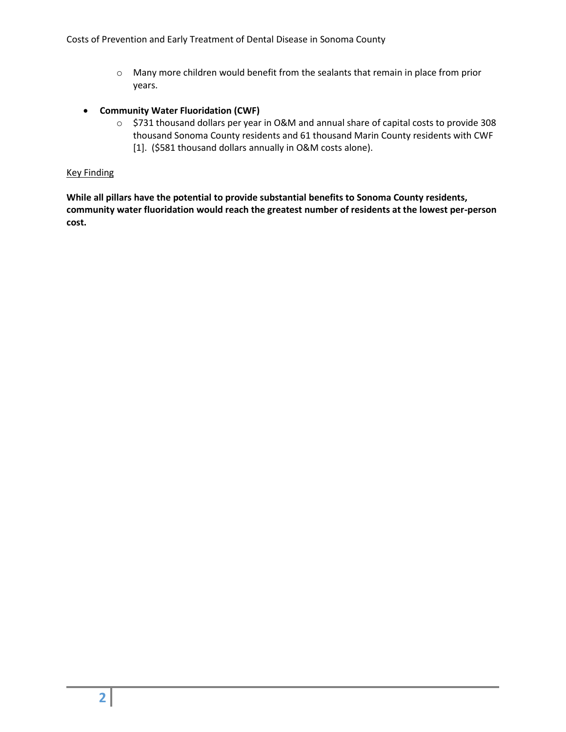- Many more children would benefit from the sealants that remain in place from prior years.

- **Community Water Fluoridation (CWF)**
  - $731 thousand dollars per year in O&M and annual share of capital costs to provide 308 thousand Sonoma County residents and 61 thousand Marin County residents with CWF [1]. ($581 thousand dollars annually in O&M costs alone).

<u>Key Finding</u>

**While all pillars have the potential to provide substantial benefits to Sonoma County residents, community water fluoridation would reach the greatest number of residents at the lowest per-person cost.**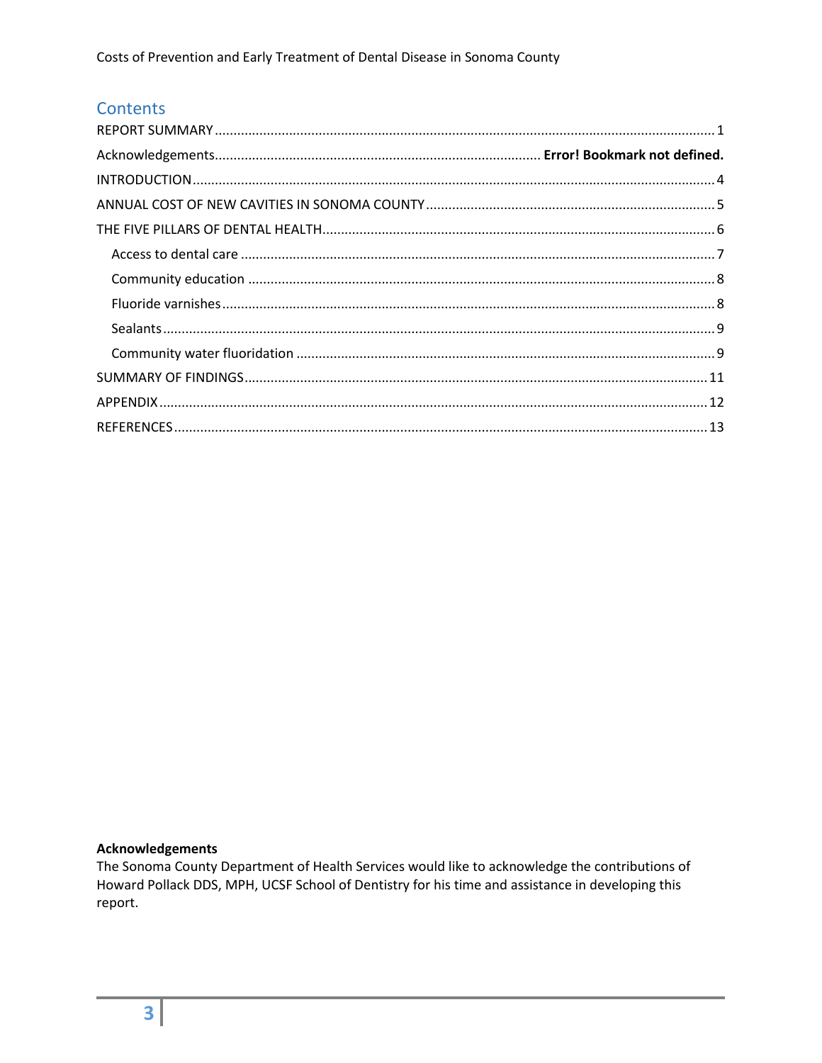# Contents

REPORT SUMMARY ..... 1
Acknowledgements ..... **Error! Bookmark not defined.**
INTRODUCTION ..... 4
ANNUAL COST OF NEW CAVITIES IN SONOMA COUNTY ..... 5
THE FIVE PILLARS OF DENTAL HEALTH ..... 6
- Access to dental care ..... 7
- Community education ..... 8
- Fluoride varnishes ..... 8
- Sealants ..... 9
- Community water fluoridation ..... 9

SUMMARY OF FINDINGS ..... 11
APPENDIX ..... 12
REFERENCES ..... 13

**Acknowledgements**

The Sonoma County Department of Health Services would like to acknowledge the contributions of Howard Pollack DDS, MPH, UCSF School of Dentistry for his time and assistance in developing this report.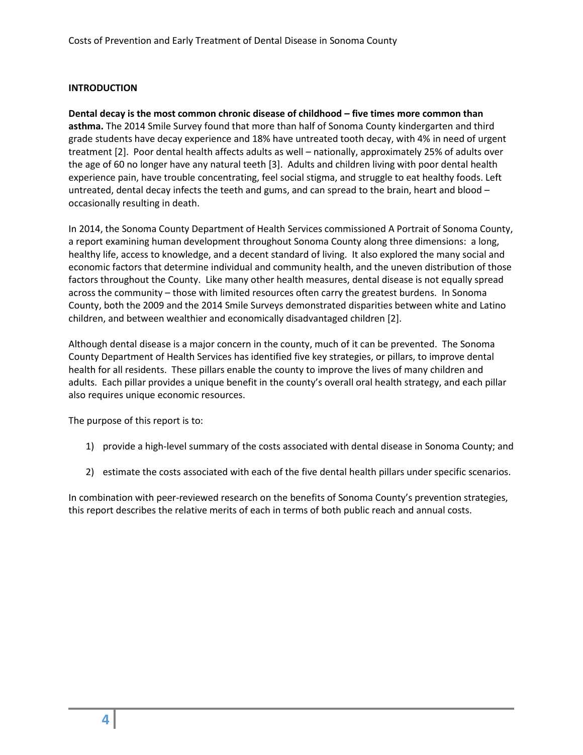## INTRODUCTION

**Dental decay is the most common chronic disease of childhood – five times more common than asthma.** The 2014 Smile Survey found that more than half of Sonoma County kindergarten and third grade students have decay experience and 18% have untreated tooth decay, with 4% in need of urgent treatment [2]. Poor dental health affects adults as well – nationally, approximately 25% of adults over the age of 60 no longer have any natural teeth [3]. Adults and children living with poor dental health experience pain, have trouble concentrating, feel social stigma, and struggle to eat healthy foods. Left untreated, dental decay infects the teeth and gums, and can spread to the brain, heart and blood – occasionally resulting in death.

In 2014, the Sonoma County Department of Health Services commissioned A Portrait of Sonoma County, a report examining human development throughout Sonoma County along three dimensions: a long, healthy life, access to knowledge, and a decent standard of living. It also explored the many social and economic factors that determine individual and community health, and the uneven distribution of those factors throughout the County. Like many other health measures, dental disease is not equally spread across the community – those with limited resources often carry the greatest burdens. In Sonoma County, both the 2009 and the 2014 Smile Surveys demonstrated disparities between white and Latino children, and between wealthier and economically disadvantaged children [2].

Although dental disease is a major concern in the county, much of it can be prevented. The Sonoma County Department of Health Services has identified five key strategies, or pillars, to improve dental health for all residents. These pillars enable the county to improve the lives of many children and adults. Each pillar provides a unique benefit in the county's overall oral health strategy, and each pillar also requires unique economic resources.

The purpose of this report is to:

1) provide a high-level summary of the costs associated with dental disease in Sonoma County; and

2) estimate the costs associated with each of the five dental health pillars under specific scenarios.

In combination with peer-reviewed research on the benefits of Sonoma County's prevention strategies, this report describes the relative merits of each in terms of both public reach and annual costs.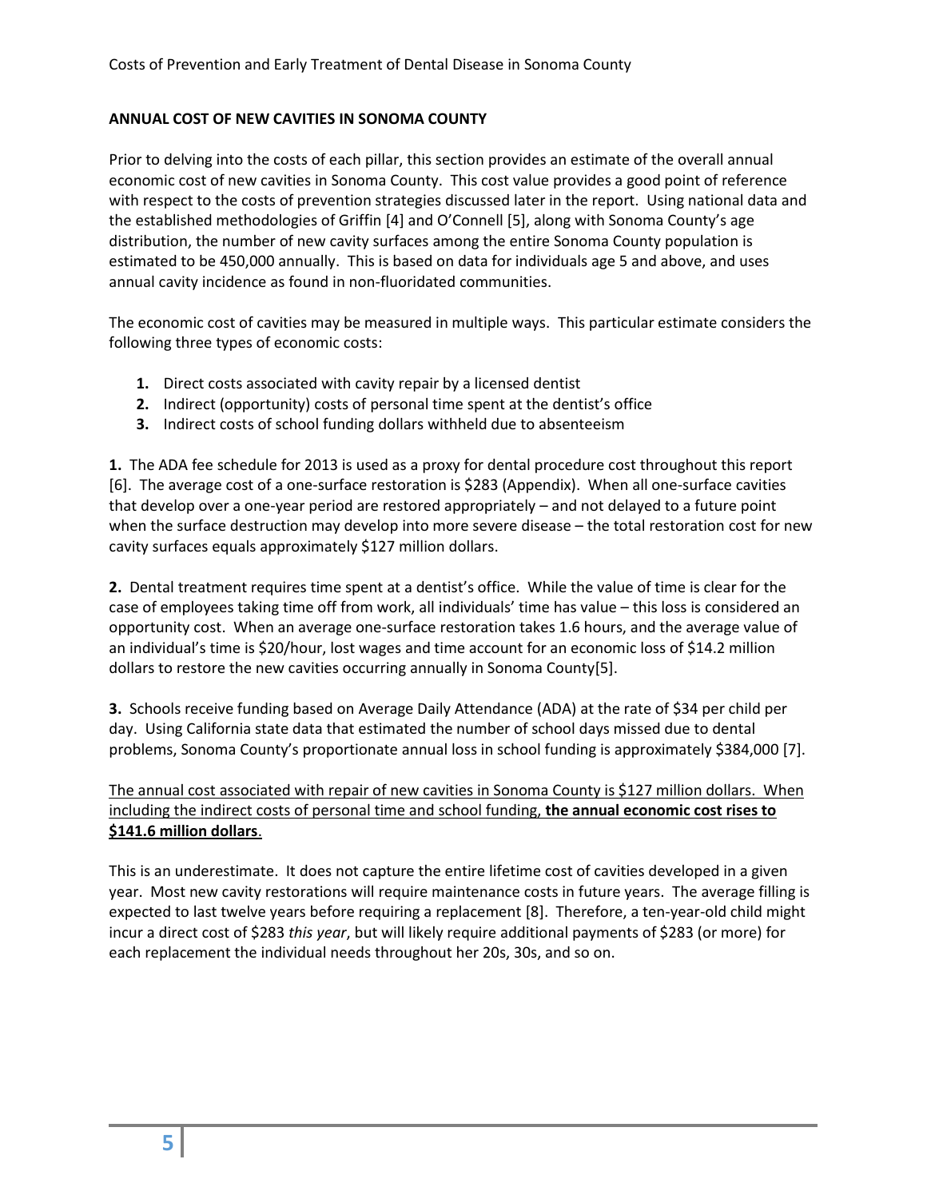## ANNUAL COST OF NEW CAVITIES IN SONOMA COUNTY

Prior to delving into the costs of each pillar, this section provides an estimate of the overall annual economic cost of new cavities in Sonoma County. This cost value provides a good point of reference with respect to the costs of prevention strategies discussed later in the report. Using national data and the established methodologies of Griffin [4] and O'Connell [5], along with Sonoma County's age distribution, the number of new cavity surfaces among the entire Sonoma County population is estimated to be 450,000 annually. This is based on data for individuals age 5 and above, and uses annual cavity incidence as found in non-fluoridated communities.

The economic cost of cavities may be measured in multiple ways. This particular estimate considers the following three types of economic costs:

1. Direct costs associated with cavity repair by a licensed dentist
2. Indirect (opportunity) costs of personal time spent at the dentist's office
3. Indirect costs of school funding dollars withheld due to absenteeism

**1.** The ADA fee schedule for 2013 is used as a proxy for dental procedure cost throughout this report [6]. The average cost of a one-surface restoration is $283 (Appendix). When all one-surface cavities that develop over a one-year period are restored appropriately – and not delayed to a future point when the surface destruction may develop into more severe disease – the total restoration cost for new cavity surfaces equals approximately $127 million dollars.

**2.** Dental treatment requires time spent at a dentist's office. While the value of time is clear for the case of employees taking time off from work, all individuals' time has value – this loss is considered an opportunity cost. When an average one-surface restoration takes 1.6 hours, and the average value of an individual's time is $20/hour, lost wages and time account for an economic loss of $14.2 million dollars to restore the new cavities occurring annually in Sonoma County[5].

**3.** Schools receive funding based on Average Daily Attendance (ADA) at the rate of $34 per child per day. Using California state data that estimated the number of school days missed due to dental problems, Sonoma County's proportionate annual loss in school funding is approximately $384,000 [7].

The annual cost associated with repair of new cavities in Sonoma County is $127 million dollars. When including the indirect costs of personal time and school funding, **the annual economic cost rises to $141.6 million dollars**.

This is an underestimate. It does not capture the entire lifetime cost of cavities developed in a given year. Most new cavity restorations will require maintenance costs in future years. The average filling is expected to last twelve years before requiring a replacement [8]. Therefore, a ten-year-old child might incur a direct cost of $283 *this year*, but will likely require additional payments of $283 (or more) for each replacement the individual needs throughout her 20s, 30s, and so on.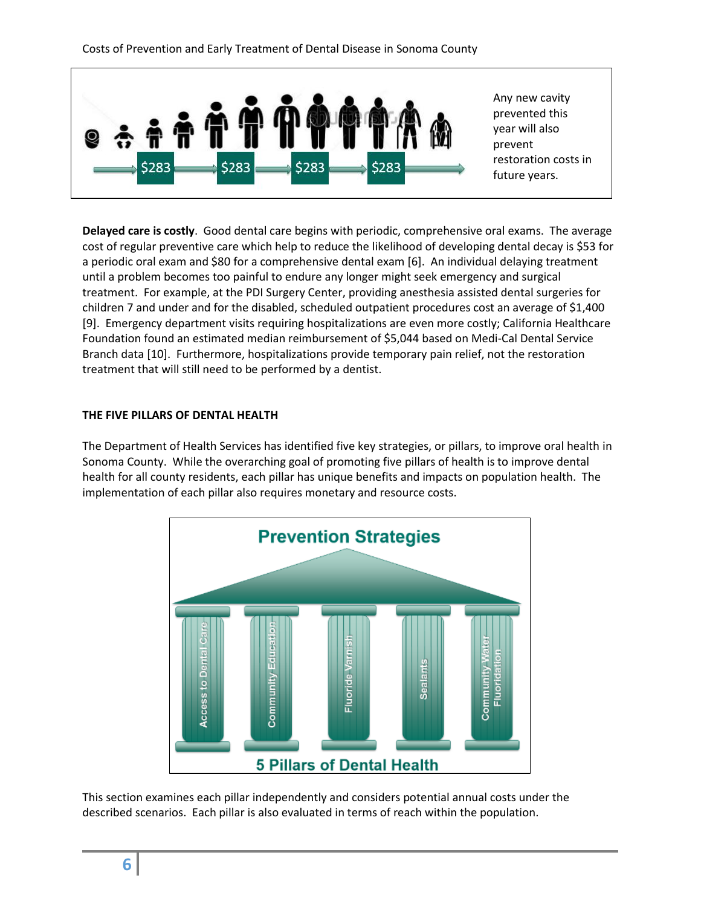$283 $283 $283 $283

Any new cavity prevented this year will also prevent restoration costs in future years.

**Delayed care is costly**. Good dental care begins with periodic, comprehensive oral exams. The average cost of regular preventive care which help to reduce the likelihood of developing dental decay is $53 for a periodic oral exam and $80 for a comprehensive dental exam [6]. An individual delaying treatment until a problem becomes too painful to endure any longer might seek emergency and surgical treatment. For example, at the PDI Surgery Center, providing anesthesia assisted dental surgeries for children 7 and under and for the disabled, scheduled outpatient procedures cost an average of $1,400 [9]. Emergency department visits requiring hospitalizations are even more costly; California Healthcare Foundation found an estimated median reimbursement of $5,044 based on Medi-Cal Dental Service Branch data [10]. Furthermore, hospitalizations provide temporary pain relief, not the restoration treatment that will still need to be performed by a dentist.

## THE FIVE PILLARS OF DENTAL HEALTH

The Department of Health Services has identified five key strategies, or pillars, to improve oral health in Sonoma County. While the overarching goal of promoting five pillars of health is to improve dental health for all county residents, each pillar has unique benefits and impacts on population health. The implementation of each pillar also requires monetary and resource costs.

**Prevention Strategies**

Access to Dental Care | Community Education | Fluoride Varnish | Sealants | Community Water Fluoridation

**5 Pillars of Dental Health**

This section examines each pillar independently and considers potential annual costs under the described scenarios. Each pillar is also evaluated in terms of reach within the population.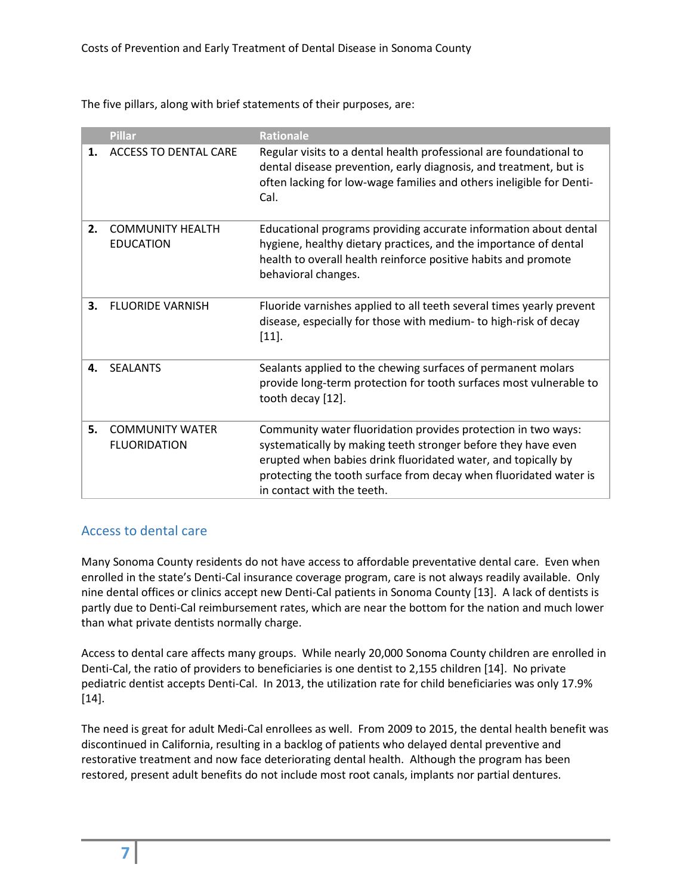The five pillars, along with brief statements of their purposes, are:

| | Pillar | Rationale |
|---|---|---|
| **1.** | ACCESS TO DENTAL CARE | Regular visits to a dental health professional are foundational to dental disease prevention, early diagnosis, and treatment, but is often lacking for low-wage families and others ineligible for Denti-Cal. |
| **2.** | COMMUNITY HEALTH EDUCATION | Educational programs providing accurate information about dental hygiene, healthy dietary practices, and the importance of dental health to overall health reinforce positive habits and promote behavioral changes. |
| **3.** | FLUORIDE VARNISH | Fluoride varnishes applied to all teeth several times yearly prevent disease, especially for those with medium- to high-risk of decay [11]. |
| **4.** | SEALANTS | Sealants applied to the chewing surfaces of permanent molars provide long-term protection for tooth surfaces most vulnerable to tooth decay [12]. |
| **5.** | COMMUNITY WATER FLUORIDATION | Community water fluoridation provides protection in two ways: systematically by making teeth stronger before they have even erupted when babies drink fluoridated water, and topically by protecting the tooth surface from decay when fluoridated water is in contact with the teeth. |

## Access to dental care

Many Sonoma County residents do not have access to affordable preventative dental care. Even when enrolled in the state's Denti-Cal insurance coverage program, care is not always readily available. Only nine dental offices or clinics accept new Denti-Cal patients in Sonoma County [13]. A lack of dentists is partly due to Denti-Cal reimbursement rates, which are near the bottom for the nation and much lower than what private dentists normally charge.

Access to dental care affects many groups. While nearly 20,000 Sonoma County children are enrolled in Denti-Cal, the ratio of providers to beneficiaries is one dentist to 2,155 children [14]. No private pediatric dentist accepts Denti-Cal. In 2013, the utilization rate for child beneficiaries was only 17.9% [14].

The need is great for adult Medi-Cal enrollees as well. From 2009 to 2015, the dental health benefit was discontinued in California, resulting in a backlog of patients who delayed dental preventive and restorative treatment and now face deteriorating dental health. Although the program has been restored, present adult benefits do not include most root canals, implants nor partial dentures.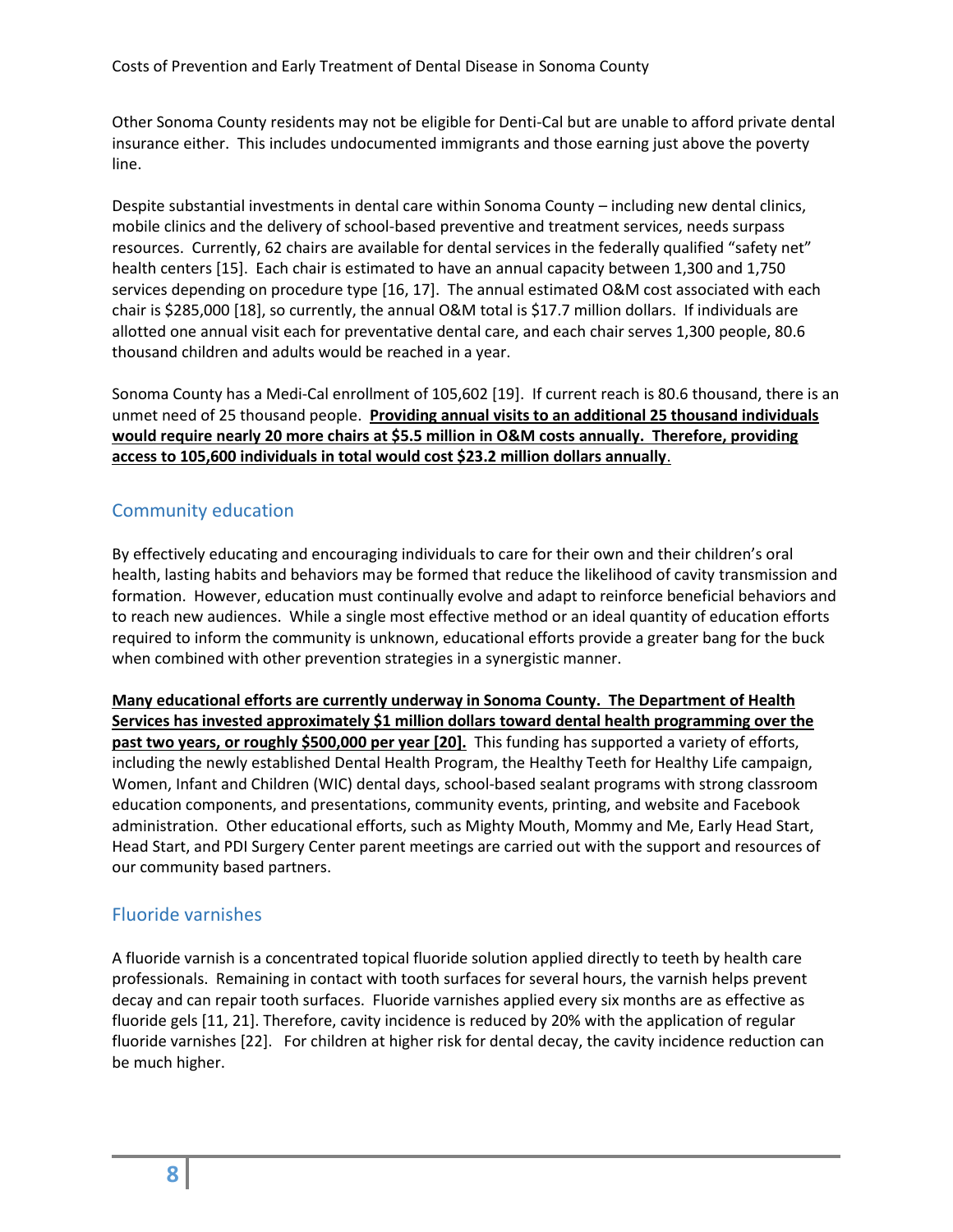Other Sonoma County residents may not be eligible for Denti-Cal but are unable to afford private dental insurance either. This includes undocumented immigrants and those earning just above the poverty line.

Despite substantial investments in dental care within Sonoma County – including new dental clinics, mobile clinics and the delivery of school-based preventive and treatment services, needs surpass resources. Currently, 62 chairs are available for dental services in the federally qualified "safety net" health centers [15]. Each chair is estimated to have an annual capacity between 1,300 and 1,750 services depending on procedure type [16, 17]. The annual estimated O&M cost associated with each chair is $285,000 [18], so currently, the annual O&M total is $17.7 million dollars. If individuals are allotted one annual visit each for preventative dental care, and each chair serves 1,300 people, 80.6 thousand children and adults would be reached in a year.

Sonoma County has a Medi-Cal enrollment of 105,602 [19]. If current reach is 80.6 thousand, there is an unmet need of 25 thousand people. **Providing annual visits to an additional 25 thousand individuals would require nearly 20 more chairs at $5.5 million in O&M costs annually. Therefore, providing access to 105,600 individuals in total would cost $23.2 million dollars annually**.

## Community education

By effectively educating and encouraging individuals to care for their own and their children's oral health, lasting habits and behaviors may be formed that reduce the likelihood of cavity transmission and formation. However, education must continually evolve and adapt to reinforce beneficial behaviors and to reach new audiences. While a single most effective method or an ideal quantity of education efforts required to inform the community is unknown, educational efforts provide a greater bang for the buck when combined with other prevention strategies in a synergistic manner.

**Many educational efforts are currently underway in Sonoma County. The Department of Health Services has invested approximately $1 million dollars toward dental health programming over the past two years, or roughly $500,000 per year [20].** This funding has supported a variety of efforts, including the newly established Dental Health Program, the Healthy Teeth for Healthy Life campaign, Women, Infant and Children (WIC) dental days, school-based sealant programs with strong classroom education components, and presentations, community events, printing, and website and Facebook administration. Other educational efforts, such as Mighty Mouth, Mommy and Me, Early Head Start, Head Start, and PDI Surgery Center parent meetings are carried out with the support and resources of our community based partners.

## Fluoride varnishes

A fluoride varnish is a concentrated topical fluoride solution applied directly to teeth by health care professionals. Remaining in contact with tooth surfaces for several hours, the varnish helps prevent decay and can repair tooth surfaces. Fluoride varnishes applied every six months are as effective as fluoride gels [11, 21]. Therefore, cavity incidence is reduced by 20% with the application of regular fluoride varnishes [22]. For children at higher risk for dental decay, the cavity incidence reduction can be much higher.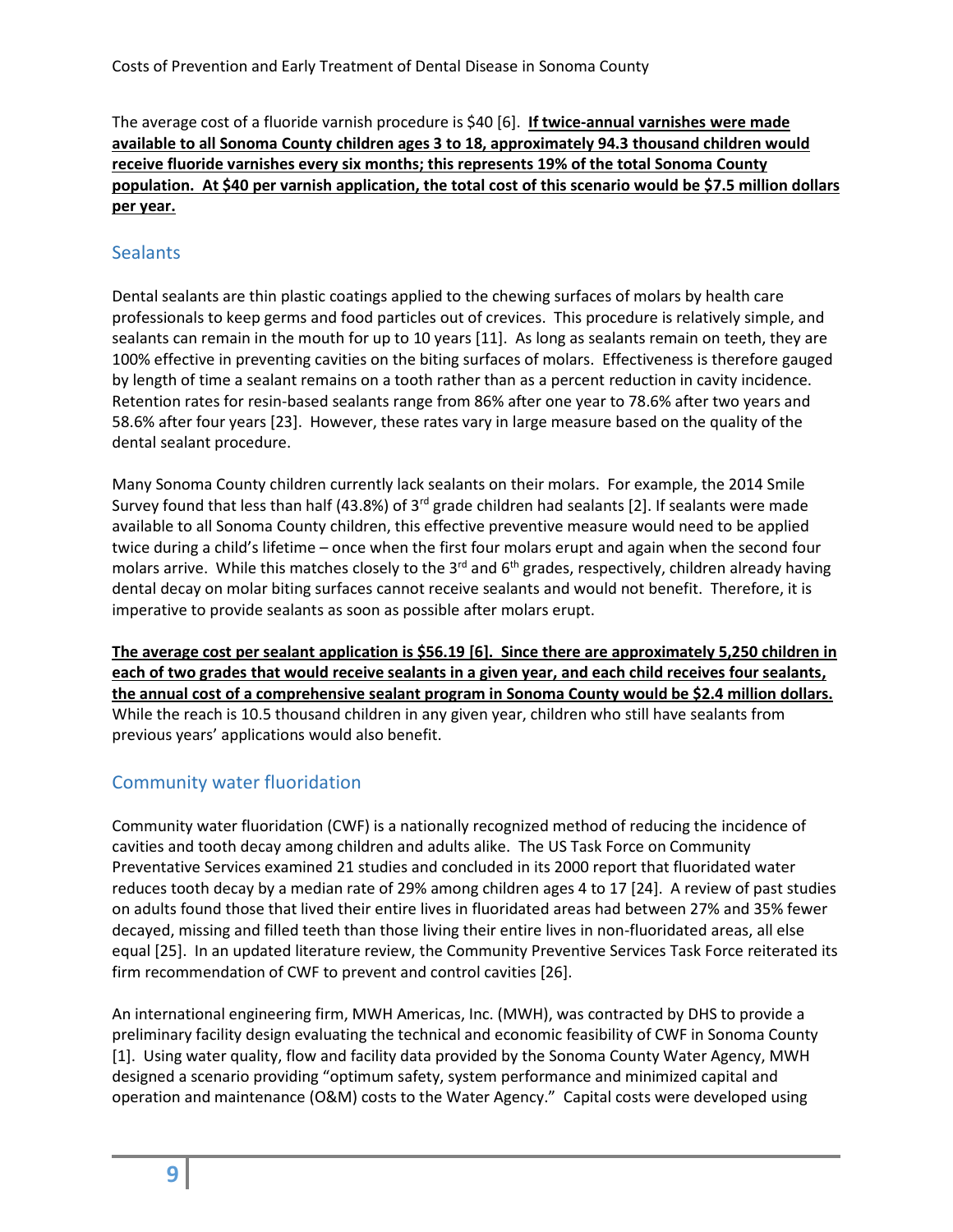The average cost of a fluoride varnish procedure is $40 [6]. **If twice-annual varnishes were made available to all Sonoma County children ages 3 to 18, approximately 94.3 thousand children would receive fluoride varnishes every six months; this represents 19% of the total Sonoma County population. At $40 per varnish application, the total cost of this scenario would be $7.5 million dollars per year.**

## Sealants

Dental sealants are thin plastic coatings applied to the chewing surfaces of molars by health care professionals to keep germs and food particles out of crevices. This procedure is relatively simple, and sealants can remain in the mouth for up to 10 years [11]. As long as sealants remain on teeth, they are 100% effective in preventing cavities on the biting surfaces of molars. Effectiveness is therefore gauged by length of time a sealant remains on a tooth rather than as a percent reduction in cavity incidence. Retention rates for resin-based sealants range from 86% after one year to 78.6% after two years and 58.6% after four years [23]. However, these rates vary in large measure based on the quality of the dental sealant procedure.

Many Sonoma County children currently lack sealants on their molars. For example, the 2014 Smile Survey found that less than half (43.8%) of 3rd grade children had sealants [2]. If sealants were made available to all Sonoma County children, this effective preventive measure would need to be applied twice during a child's lifetime – once when the first four molars erupt and again when the second four molars arrive. While this matches closely to the 3rd and 6th grades, respectively, children already having dental decay on molar biting surfaces cannot receive sealants and would not benefit. Therefore, it is imperative to provide sealants as soon as possible after molars erupt.

**The average cost per sealant application is $56.19 [6]. Since there are approximately 5,250 children in each of two grades that would receive sealants in a given year, and each child receives four sealants, the annual cost of a comprehensive sealant program in Sonoma County would be $2.4 million dollars.** While the reach is 10.5 thousand children in any given year, children who still have sealants from previous years' applications would also benefit.

## Community water fluoridation

Community water fluoridation (CWF) is a nationally recognized method of reducing the incidence of cavities and tooth decay among children and adults alike. The US Task Force on Community Preventative Services examined 21 studies and concluded in its 2000 report that fluoridated water reduces tooth decay by a median rate of 29% among children ages 4 to 17 [24]. A review of past studies on adults found those that lived their entire lives in fluoridated areas had between 27% and 35% fewer decayed, missing and filled teeth than those living their entire lives in non-fluoridated areas, all else equal [25]. In an updated literature review, the Community Preventive Services Task Force reiterated its firm recommendation of CWF to prevent and control cavities [26].

An international engineering firm, MWH Americas, Inc. (MWH), was contracted by DHS to provide a preliminary facility design evaluating the technical and economic feasibility of CWF in Sonoma County [1]. Using water quality, flow and facility data provided by the Sonoma County Water Agency, MWH designed a scenario providing "optimum safety, system performance and minimized capital and operation and maintenance (O&M) costs to the Water Agency." Capital costs were developed using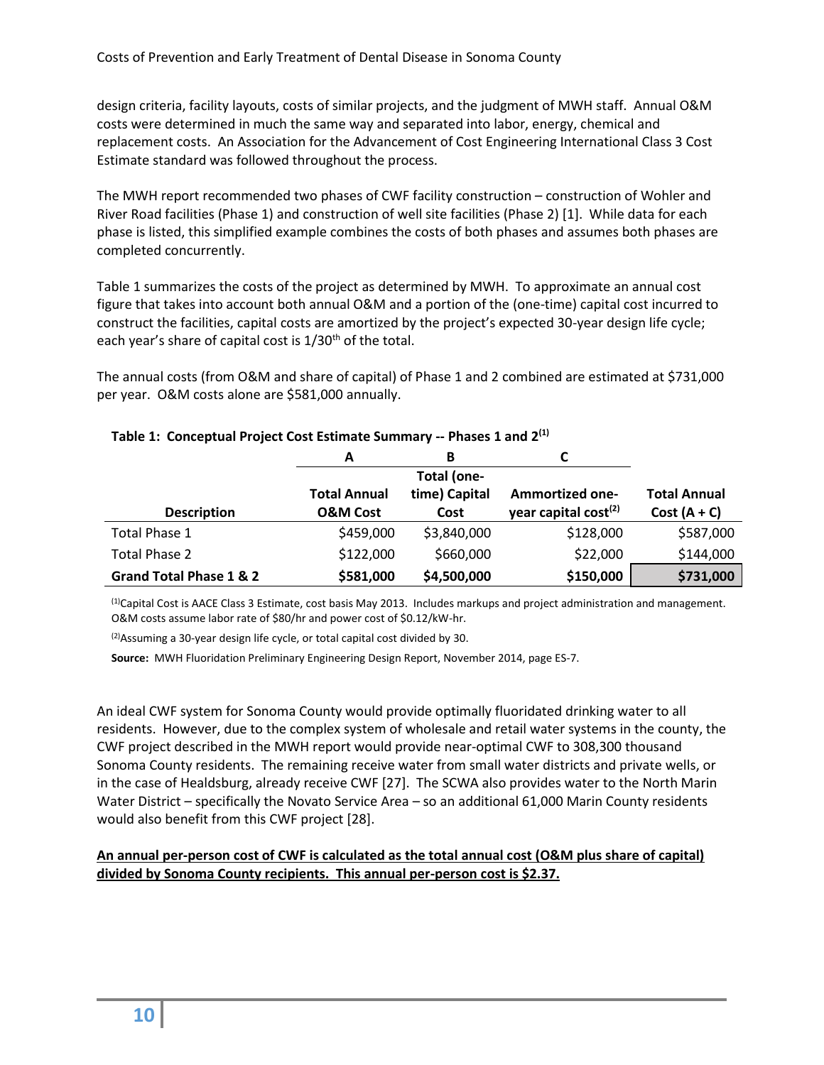design criteria, facility layouts, costs of similar projects, and the judgment of MWH staff. Annual O&M costs were determined in much the same way and separated into labor, energy, chemical and replacement costs. An Association for the Advancement of Cost Engineering International Class 3 Cost Estimate standard was followed throughout the process.

The MWH report recommended two phases of CWF facility construction – construction of Wohler and River Road facilities (Phase 1) and construction of well site facilities (Phase 2) [1]. While data for each phase is listed, this simplified example combines the costs of both phases and assumes both phases are completed concurrently.

Table 1 summarizes the costs of the project as determined by MWH. To approximate an annual cost figure that takes into account both annual O&M and a portion of the (one-time) capital cost incurred to construct the facilities, capital costs are amortized by the project's expected 30-year design life cycle; each year's share of capital cost is 1/30th of the total.

The annual costs (from O&M and share of capital) of Phase 1 and 2 combined are estimated at $731,000 per year. O&M costs alone are $581,000 annually.

**Table 1: Conceptual Project Cost Estimate Summary -- Phases 1 and 2[1]**

| | A | B | C | |
|---|---|---|---|---|
| **Description** | **Total Annual O&M Cost** | **Total (one-time) Capital Cost** | **Ammortized one-year capital cost[2]** | **Total Annual Cost (A + C)** |
| Total Phase 1 | $459,000 | $3,840,000 | $128,000 | $587,000 |
| Total Phase 2 | $122,000 | $660,000 | $22,000 | $144,000 |
| **Grand Total Phase 1 & 2** | **$581,000** | **$4,500,000** | **$150,000** | **$731,000** |

[1]Capital Cost is AACE Class 3 Estimate, cost basis May 2013. Includes markups and project administration and management. O&M costs assume labor rate of $80/hr and power cost of $0.12/kW-hr.

[2]Assuming a 30-year design life cycle, or total capital cost divided by 30.

**Source:** MWH Fluoridation Preliminary Engineering Design Report, November 2014, page ES-7.

An ideal CWF system for Sonoma County would provide optimally fluoridated drinking water to all residents. However, due to the complex system of wholesale and retail water systems in the county, the CWF project described in the MWH report would provide near-optimal CWF to 308,300 thousand Sonoma County residents. The remaining receive water from small water districts and private wells, or in the case of Healdsburg, already receive CWF [27]. The SCWA also provides water to the North Marin Water District – specifically the Novato Service Area – so an additional 61,000 Marin County residents would also benefit from this CWF project [28].

<u>**An annual per-person cost of CWF is calculated as the total annual cost (O&M plus share of capital) divided by Sonoma County recipients. This annual per-person cost is $2.37.**</u>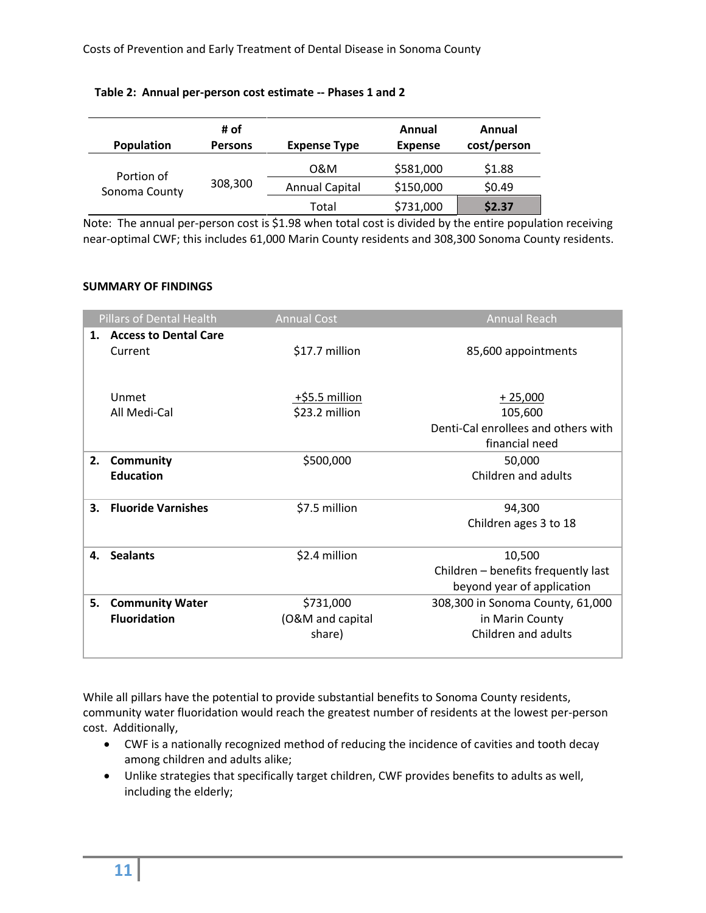**Table 2: Annual per-person cost estimate -- Phases 1 and 2**

| Population | # of Persons | Expense Type | Annual Expense | Annual cost/person |
|---|---|---|---|---|
| Portion of Sonoma County | 308,300 | O&M | $581,000 | $1.88 |
| | | Annual Capital | $150,000 | $0.49 |
| | | Total | $731,000 | **$2.37** |

Note: The annual per-person cost is $1.98 when total cost is divided by the entire population receiving near-optimal CWF; this includes 61,000 Marin County residents and 308,300 Sonoma County residents.

**SUMMARY OF FINDINGS**

| Pillars of Dental Health | Annual Cost | Annual Reach |
|---|---|---|
| **1. Access to Dental Care** | | |
| Current | $17.7 million | 85,600 appointments |
| Unmet | +$5.5 million | + 25,000 |
| All Medi-Cal | $23.2 million | 105,600<br>Denti-Cal enrollees and others with financial need |
| **2. Community Education** | $500,000 | 50,000<br>Children and adults |
| **3. Fluoride Varnishes** | $7.5 million | 94,300<br>Children ages 3 to 18 |
| **4. Sealants** | $2.4 million | 10,500<br>Children – benefits frequently last beyond year of application |
| **5. Community Water Fluoridation** | $731,000<br>(O&M and capital share) | 308,300 in Sonoma County, 61,000 in Marin County<br>Children and adults |

While all pillars have the potential to provide substantial benefits to Sonoma County residents, community water fluoridation would reach the greatest number of residents at the lowest per-person cost. Additionally,

- CWF is a nationally recognized method of reducing the incidence of cavities and tooth decay among children and adults alike;
- Unlike strategies that specifically target children, CWF provides benefits to adults as well, including the elderly;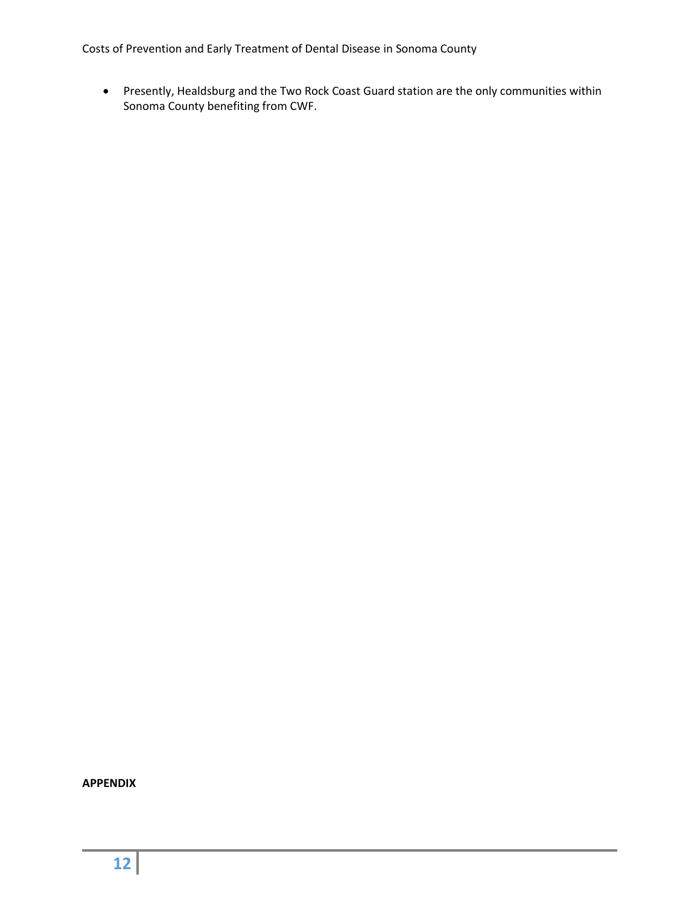- Presently, Healdsburg and the Two Rock Coast Guard station are the only communities within Sonoma County benefiting from CWF.

**APPENDIX**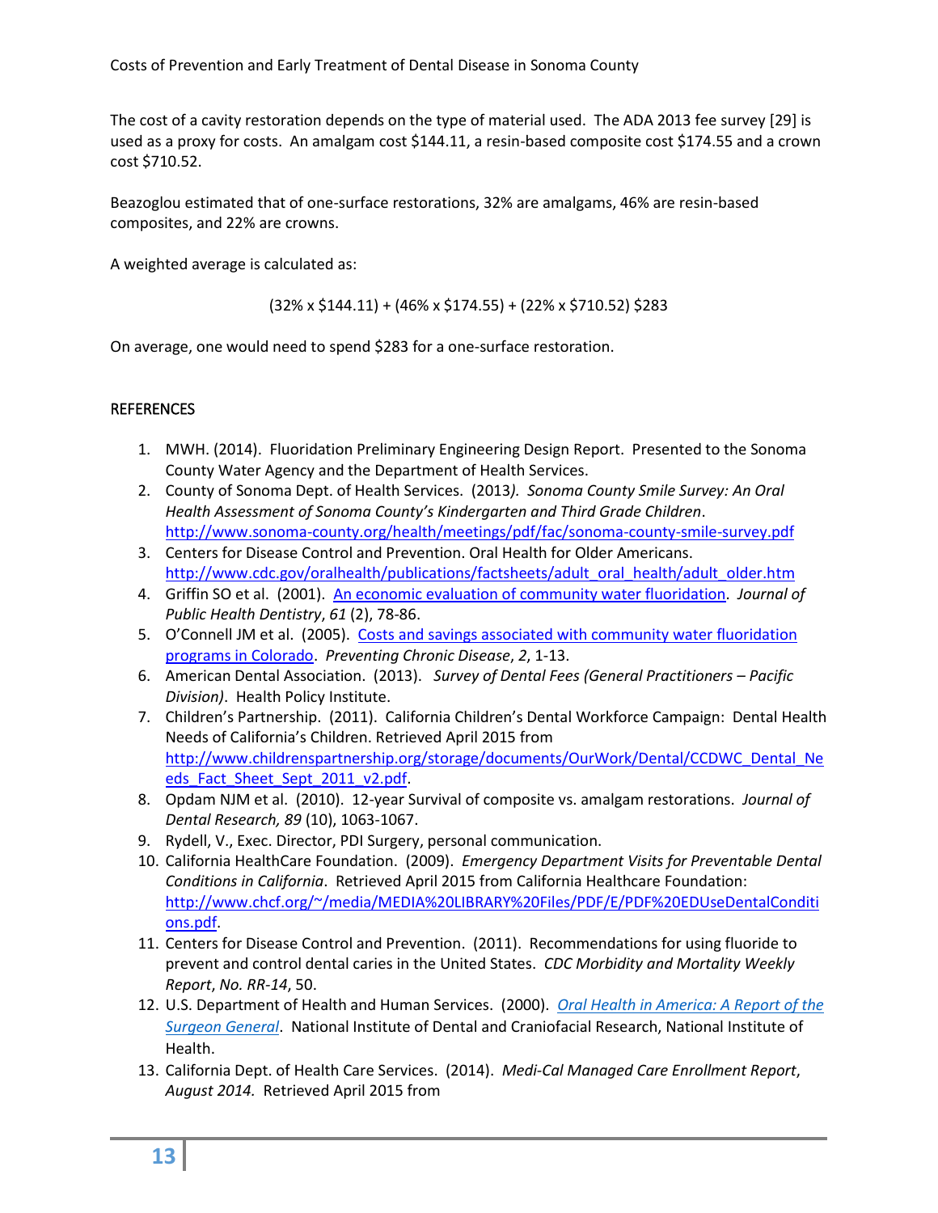The cost of a cavity restoration depends on the type of material used. The ADA 2013 fee survey [29] is used as a proxy for costs. An amalgam cost $144.11, a resin-based composite cost $174.55 and a crown cost $710.52.

Beazoglou estimated that of one-surface restorations, 32% are amalgams, 46% are resin-based composites, and 22% are crowns.

A weighted average is calculated as:

(32% x $144.11) + (46% x $174.55) + (22% x $710.52) $283

On average, one would need to spend $283 for a one-surface restoration.

## REFERENCES

1. MWH. (2014). Fluoridation Preliminary Engineering Design Report. Presented to the Sonoma County Water Agency and the Department of Health Services.
2. County of Sonoma Dept. of Health Services. (2013*). Sonoma County Smile Survey: An Oral Health Assessment of Sonoma County's Kindergarten and Third Grade Children*. http://www.sonoma-county.org/health/meetings/pdf/fac/sonoma-county-smile-survey.pdf
3. Centers for Disease Control and Prevention. Oral Health for Older Americans. http://www.cdc.gov/oralhealth/publications/factsheets/adult_oral_health/adult_older.htm
4. Griffin SO et al. (2001). An economic evaluation of community water fluoridation. *Journal of Public Health Dentistry*, *61* (2), 78-86.
5. O'Connell JM et al. (2005). Costs and savings associated with community water fluoridation programs in Colorado. *Preventing Chronic Disease*, *2*, 1-13.
6. American Dental Association. (2013). *Survey of Dental Fees (General Practitioners – Pacific Division)*. Health Policy Institute.
7. Children's Partnership. (2011). California Children's Dental Workforce Campaign: Dental Health Needs of California's Children. Retrieved April 2015 from http://www.childrenspartnership.org/storage/documents/OurWork/Dental/CCDWC_Dental_Needs_Fact_Sheet_Sept_2011_v2.pdf.
8. Opdam NJM et al. (2010). 12-year Survival of composite vs. amalgam restorations. *Journal of Dental Research, 89* (10), 1063-1067.
9. Rydell, V., Exec. Director, PDI Surgery, personal communication.
10. California HealthCare Foundation. (2009). *Emergency Department Visits for Preventable Dental Conditions in California*. Retrieved April 2015 from California Healthcare Foundation: http://www.chcf.org/~/media/MEDIA%20LIBRARY%20Files/PDF/E/PDF%20EDUseDentalConditions.pdf.
11. Centers for Disease Control and Prevention. (2011). Recommendations for using fluoride to prevent and control dental caries in the United States. *CDC Morbidity and Mortality Weekly Report*, *No. RR-14*, 50.
12. U.S. Department of Health and Human Services. (2000). *Oral Health in America: A Report of the Surgeon General*. National Institute of Dental and Craniofacial Research, National Institute of Health.
13. California Dept. of Health Care Services. (2014). *Medi-Cal Managed Care Enrollment Report*, *August 2014.* Retrieved April 2015 from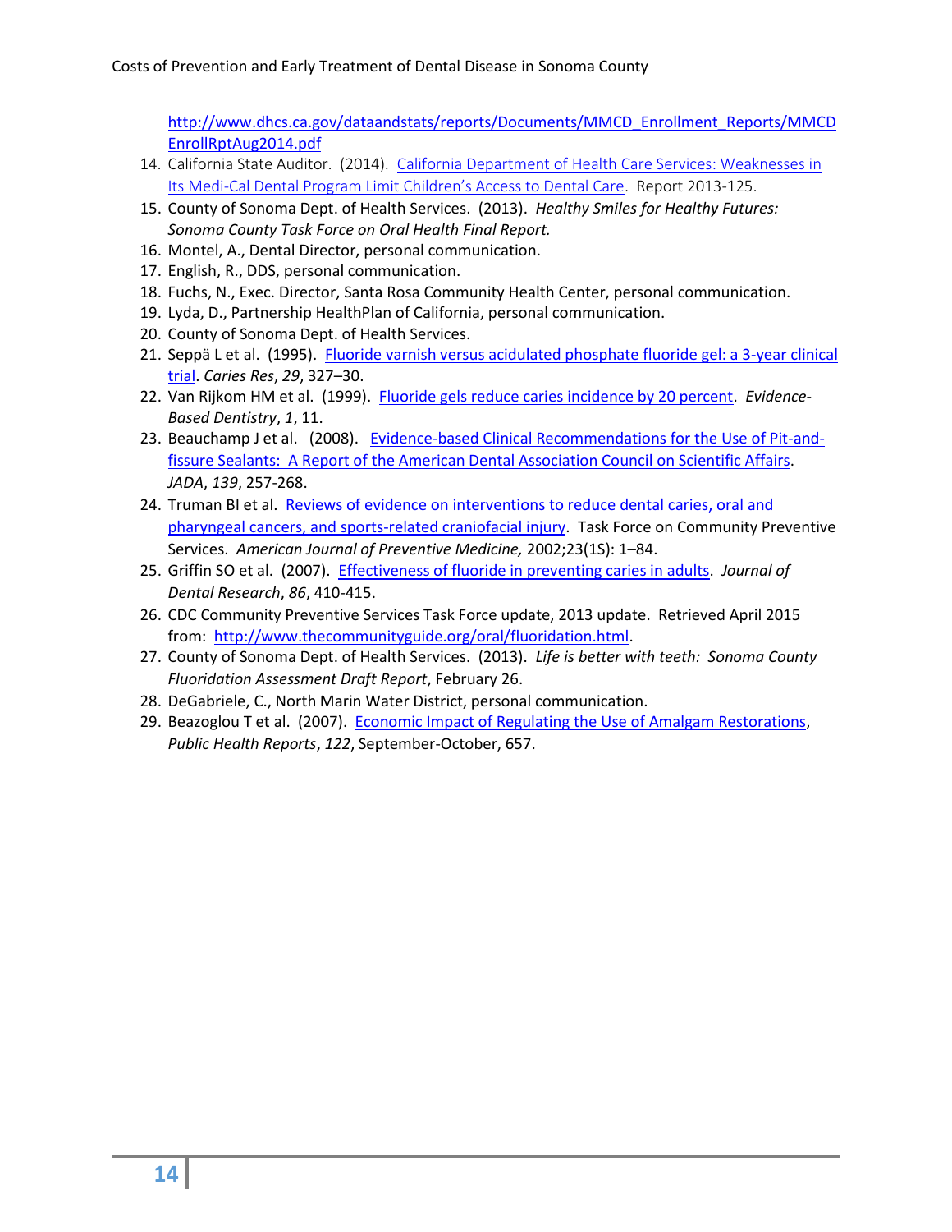http://www.dhcs.ca.gov/dataandstats/reports/Documents/MMCD_Enrollment_Reports/MMCDEnrollRptAug2014.pdf

14. California State Auditor. (2014). [California Department of Health Care Services: Weaknesses in Its Medi-Cal Dental Program Limit Children's Access to Dental Care](). Report 2013-125.
15. County of Sonoma Dept. of Health Services. (2013). *Healthy Smiles for Healthy Futures: Sonoma County Task Force on Oral Health Final Report.*
16. Montel, A., Dental Director, personal communication.
17. English, R., DDS, personal communication.
18. Fuchs, N., Exec. Director, Santa Rosa Community Health Center, personal communication.
19. Lyda, D., Partnership HealthPlan of California, personal communication.
20. County of Sonoma Dept. of Health Services.
21. Seppä L et al. (1995). [Fluoride varnish versus acidulated phosphate fluoride gel: a 3-year clinical trial](). *Caries Res*, *29*, 327–30.
22. Van Rijkom HM et al. (1999). [Fluoride gels reduce caries incidence by 20 percent](). *Evidence-Based Dentistry*, *1*, 11.
23. Beauchamp J et al. (2008). [Evidence-based Clinical Recommendations for the Use of Pit-and-fissure Sealants: A Report of the American Dental Association Council on Scientific Affairs](). *JADA*, *139*, 257-268.
24. Truman BI et al. [Reviews of evidence on interventions to reduce dental caries, oral and pharyngeal cancers, and sports-related craniofacial injury](). Task Force on Community Preventive Services. *American Journal of Preventive Medicine,* 2002;23(1S): 1–84.
25. Griffin SO et al. (2007). [Effectiveness of fluoride in preventing caries in adults](). *Journal of Dental Research*, *86*, 410-415.
26. CDC Community Preventive Services Task Force update, 2013 update. Retrieved April 2015 from: http://www.thecommunityguide.org/oral/fluoridation.html.
27. County of Sonoma Dept. of Health Services. (2013). *Life is better with teeth: Sonoma County Fluoridation Assessment Draft Report*, February 26.
28. DeGabriele, C., North Marin Water District, personal communication.
29. Beazoglou T et al. (2007). [Economic Impact of Regulating the Use of Amalgam Restorations](), *Public Health Reports*, *122*, September-October, 657.